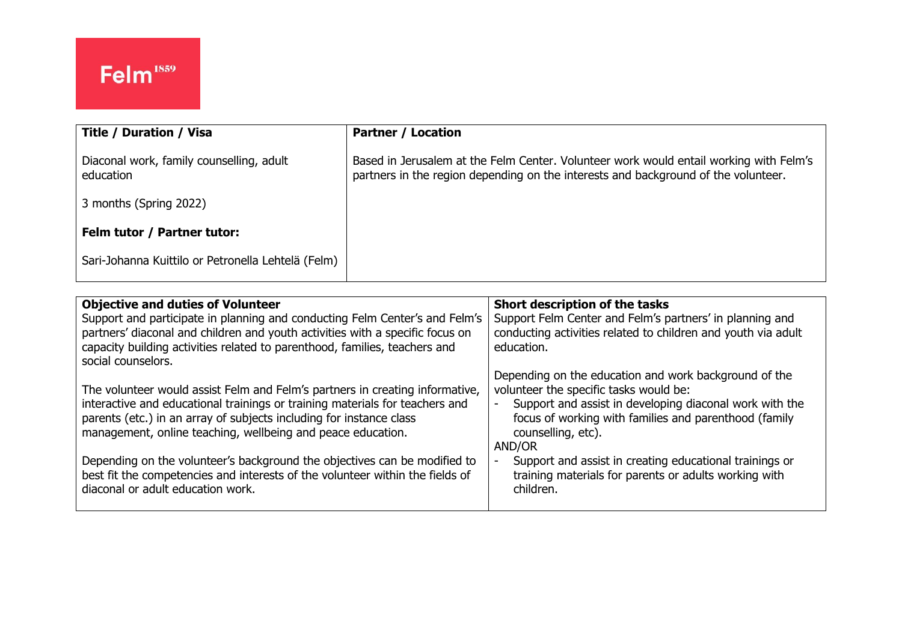Felm[1859]

| Title / Duration / Visa | Partner / Location |
|---|---|
| Diaconal work, family counselling, adult education<br><br>3 months (Spring 2022)<br><br>**Felm tutor / Partner tutor:**<br><br>Sari-Johanna Kuittilo or Petronella Lehtelä (Felm) | Based in Jerusalem at the Felm Center. Volunteer work would entail working with Felm's partners in the region depending on the interests and background of the volunteer. |

| Objective and duties of Volunteer | Short description of the tasks |
|---|---|
| Support and participate in planning and conducting Felm Center's and Felm's partners' diaconal and children and youth activities with a specific focus on capacity building activities related to parenthood, families, teachers and social counselors.<br><br>The volunteer would assist Felm and Felm's partners in creating informative, interactive and educational trainings or training materials for teachers and parents (etc.) in an array of subjects including for instance class management, online teaching, wellbeing and peace education.<br><br>Depending on the volunteer's background the objectives can be modified to best fit the competencies and interests of the volunteer within the fields of diaconal or adult education work. | Support Felm Center and Felm's partners' in planning and conducting activities related to children and youth via adult education.<br><br>Depending on the education and work background of the volunteer the specific tasks would be:<br>- Support and assist in developing diaconal work with the focus of working with families and parenthood (family counselling, etc).<br>AND/OR<br>- Support and assist in creating educational trainings or training materials for parents or adults working with children. |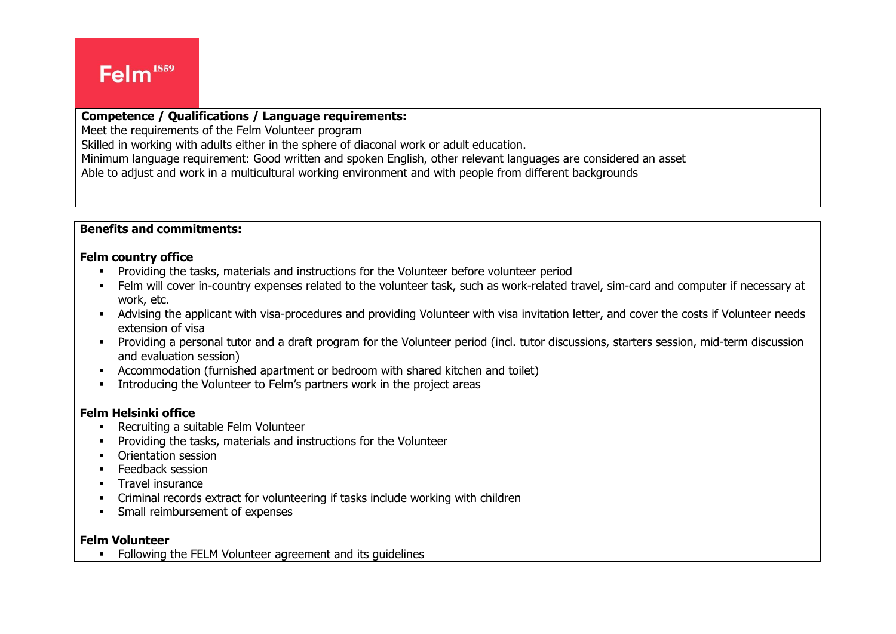**Competence / Qualifications / Language requirements:**
Meet the requirements of the Felm Volunteer program
Skilled in working with adults either in the sphere of diaconal work or adult education.
Minimum language requirement: Good written and spoken English, other relevant languages are considered an asset
Able to adjust and work in a multicultural working environment and with people from different backgrounds

**Benefits and commitments:**

**Felm country office**

- Providing the tasks, materials and instructions for the Volunteer before volunteer period
- Felm will cover in-country expenses related to the volunteer task, such as work-related travel, sim-card and computer if necessary at work, etc.
- Advising the applicant with visa-procedures and providing Volunteer with visa invitation letter, and cover the costs if Volunteer needs extension of visa
- Providing a personal tutor and a draft program for the Volunteer period (incl. tutor discussions, starters session, mid-term discussion and evaluation session)
- Accommodation (furnished apartment or bedroom with shared kitchen and toilet)
- Introducing the Volunteer to Felm's partners work in the project areas

**Felm Helsinki office**

- Recruiting a suitable Felm Volunteer
- Providing the tasks, materials and instructions for the Volunteer
- Orientation session
- Feedback session
- Travel insurance
- Criminal records extract for volunteering if tasks include working with children
- Small reimbursement of expenses

**Felm Volunteer**

- Following the FELM Volunteer agreement and its guidelines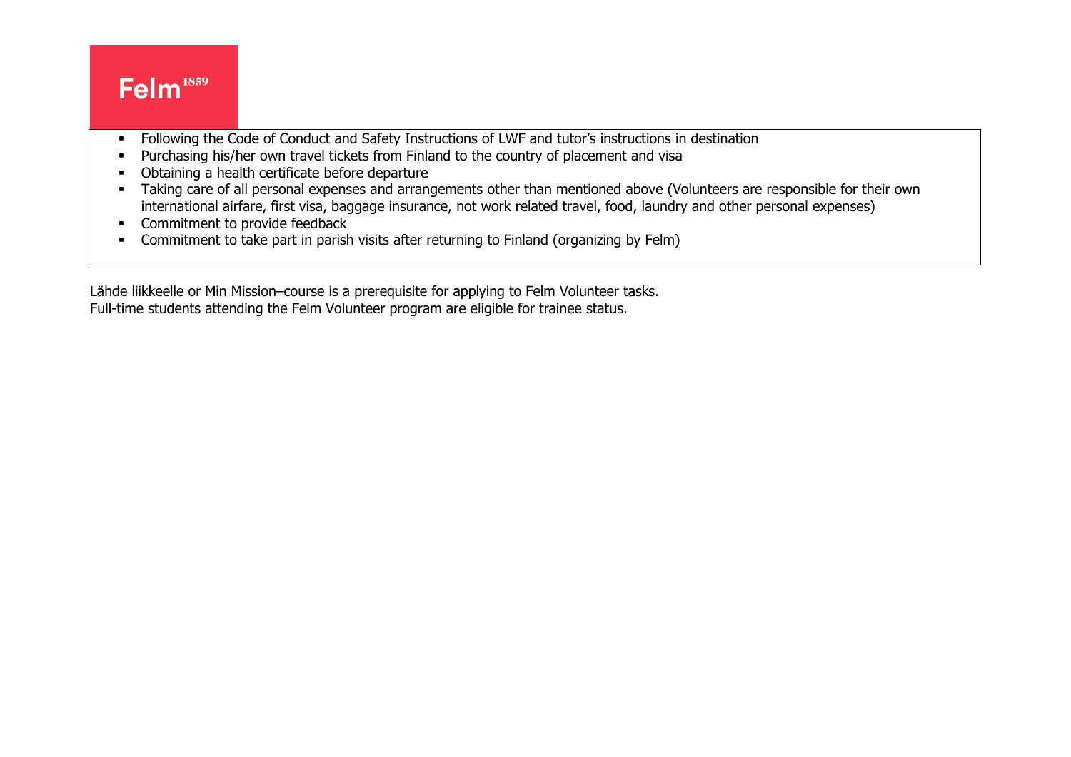- Following the Code of Conduct and Safety Instructions of LWF and tutor's instructions in destination
- Purchasing his/her own travel tickets from Finland to the country of placement and visa
- Obtaining a health certificate before departure
- Taking care of all personal expenses and arrangements other than mentioned above (Volunteers are responsible for their own international airfare, first visa, baggage insurance, not work related travel, food, laundry and other personal expenses)
- Commitment to provide feedback
- Commitment to take part in parish visits after returning to Finland (organizing by Felm)

Lähde liikkeelle or Min Mission–course is a prerequisite for applying to Felm Volunteer tasks.
Full-time students attending the Felm Volunteer program are eligible for trainee status.